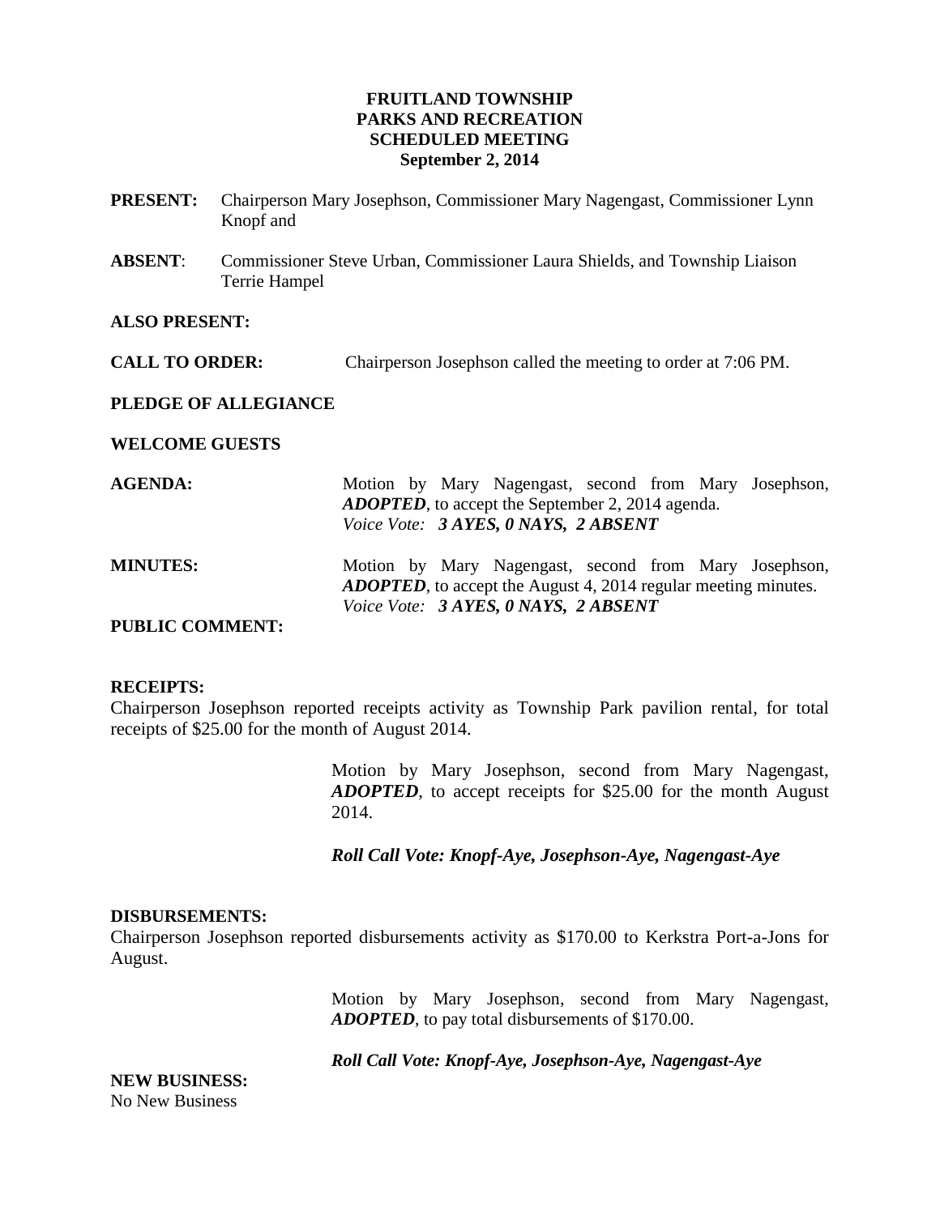**FRUITLAND TOWNSHIP**
**PARKS AND RECREATION**
**SCHEDULED MEETING**
**September 2, 2014**

**PRESENT:** Chairperson Mary Josephson, Commissioner Mary Nagengast, Commissioner Lynn Knopf and

**ABSENT**: Commissioner Steve Urban, Commissioner Laura Shields, and Township Liaison Terrie Hampel

**ALSO PRESENT:**

**CALL TO ORDER:** Chairperson Josephson called the meeting to order at 7:06 PM.

**PLEDGE OF ALLEGIANCE**

**WELCOME GUESTS**

**AGENDA:** Motion by Mary Nagengast, second from Mary Josephson, ***ADOPTED***, to accept the September 2, 2014 agenda.
*Voice Vote:* ***3 AYES, 0 NAYS, 2 ABSENT***

**MINUTES:** Motion by Mary Nagengast, second from Mary Josephson, ***ADOPTED***, to accept the August 4, 2014 regular meeting minutes.
*Voice Vote:* ***3 AYES, 0 NAYS, 2 ABSENT***

**PUBLIC COMMENT:**

**RECEIPTS:**
Chairperson Josephson reported receipts activity as Township Park pavilion rental, for total receipts of $25.00 for the month of August 2014.

Motion by Mary Josephson, second from Mary Nagengast, ***ADOPTED***, to accept receipts for $25.00 for the month August 2014.

***Roll Call Vote: Knopf-Aye, Josephson-Aye, Nagengast-Aye***

**DISBURSEMENTS:**
Chairperson Josephson reported disbursements activity as $170.00 to Kerkstra Port-a-Jons for August.

Motion by Mary Josephson, second from Mary Nagengast, ***ADOPTED***, to pay total disbursements of $170.00.

***Roll Call Vote: Knopf-Aye, Josephson-Aye, Nagengast-Aye***

**NEW BUSINESS:**
No New Business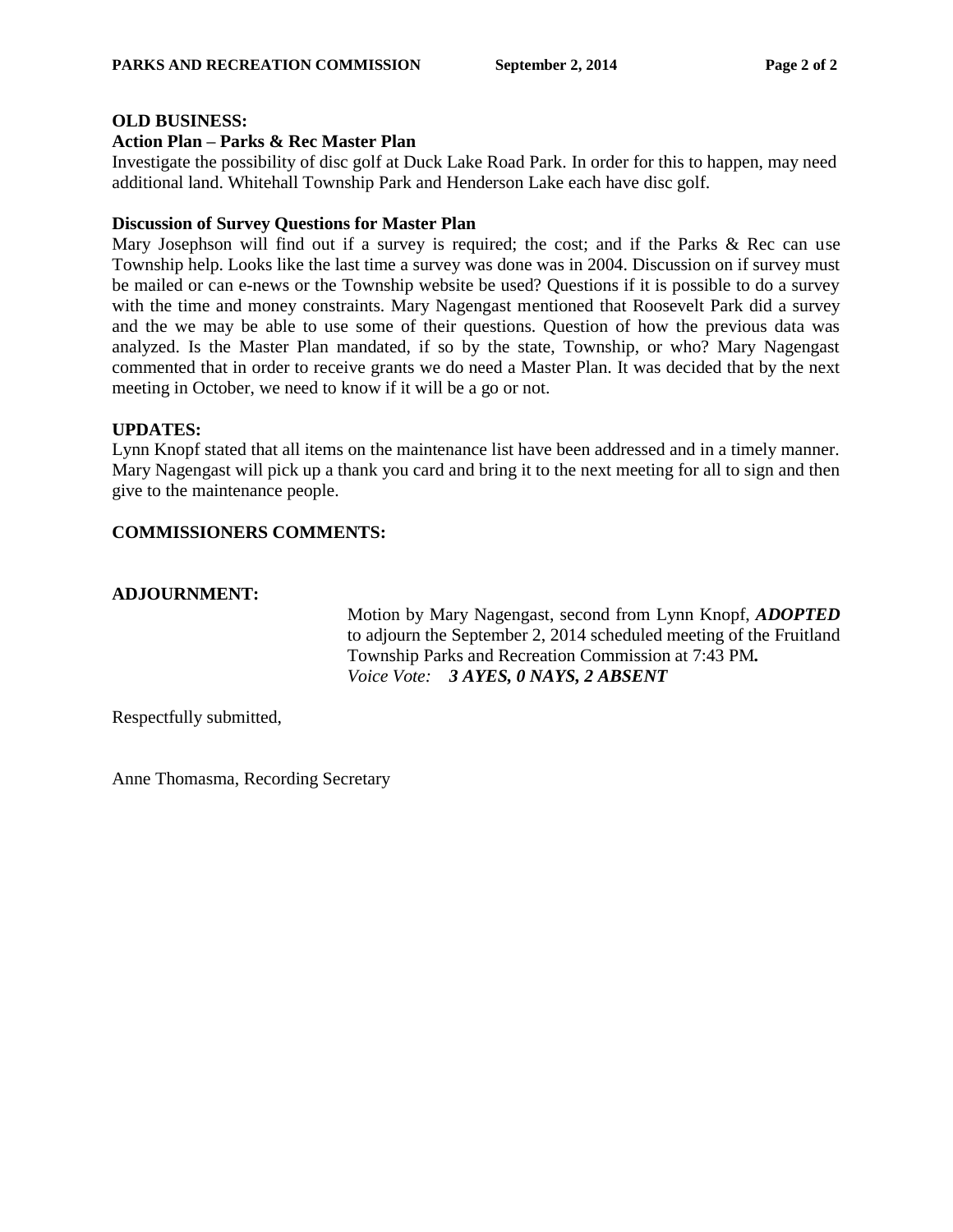**OLD BUSINESS:**

**Action Plan – Parks & Rec Master Plan**

Investigate the possibility of disc golf at Duck Lake Road Park. In order for this to happen, may need additional land. Whitehall Township Park and Henderson Lake each have disc golf.

**Discussion of Survey Questions for Master Plan**

Mary Josephson will find out if a survey is required; the cost; and if the Parks & Rec can use Township help. Looks like the last time a survey was done was in 2004. Discussion on if survey must be mailed or can e-news or the Township website be used? Questions if it is possible to do a survey with the time and money constraints. Mary Nagengast mentioned that Roosevelt Park did a survey and the we may be able to use some of their questions. Question of how the previous data was analyzed. Is the Master Plan mandated, if so by the state, Township, or who? Mary Nagengast commented that in order to receive grants we do need a Master Plan. It was decided that by the next meeting in October, we need to know if it will be a go or not.

**UPDATES:**

Lynn Knopf stated that all items on the maintenance list have been addressed and in a timely manner. Mary Nagengast will pick up a thank you card and bring it to the next meeting for all to sign and then give to the maintenance people.

**COMMISSIONERS COMMENTS:**

**ADJOURNMENT:**

Motion by Mary Nagengast, second from Lynn Knopf, ***ADOPTED*** to adjourn the September 2, 2014 scheduled meeting of the Fruitland Township Parks and Recreation Commission at 7:43 PM***.***
*Voice Vote:* ***3 AYES, 0 NAYS, 2 ABSENT***

Respectfully submitted,

Anne Thomasma, Recording Secretary